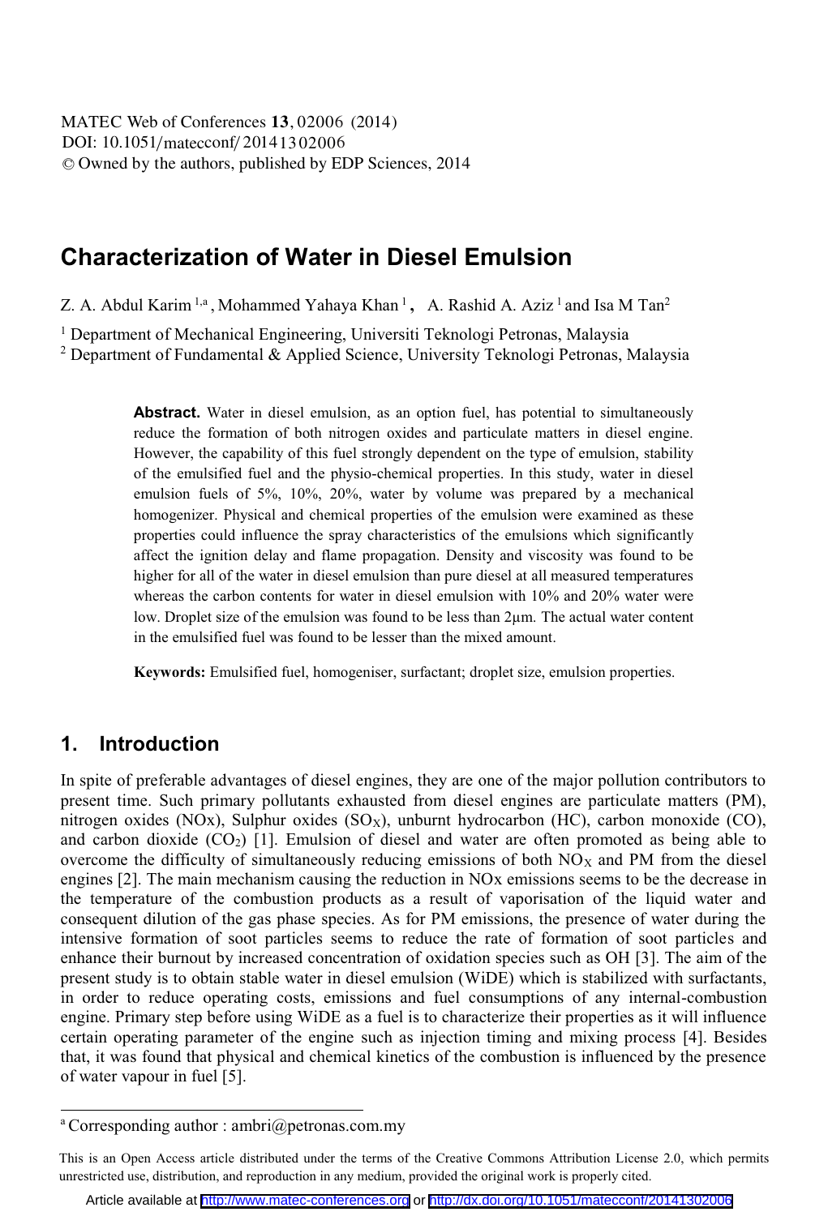# Characterization of Water in Diesel Emulsion

Z. A. Abdul Karim [1,a], Mohammed Yahaya Khan [1], A. Rashid A. Aziz [1] and Isa M Tan[2]

[1] Department of Mechanical Engineering, Universiti Teknologi Petronas, Malaysia
[2] Department of Fundamental & Applied Science, University Teknologi Petronas, Malaysia

**Abstract.** Water in diesel emulsion, as an option fuel, has potential to simultaneously reduce the formation of both nitrogen oxides and particulate matters in diesel engine. However, the capability of this fuel strongly dependent on the type of emulsion, stability of the emulsified fuel and the physio-chemical properties. In this study, water in diesel emulsion fuels of 5%, 10%, 20%, water by volume was prepared by a mechanical homogenizer. Physical and chemical properties of the emulsion were examined as these properties could influence the spray characteristics of the emulsions which significantly affect the ignition delay and flame propagation. Density and viscosity was found to be higher for all of the water in diesel emulsion than pure diesel at all measured temperatures whereas the carbon contents for water in diesel emulsion with 10% and 20% water were low. Droplet size of the emulsion was found to be less than 2μm. The actual water content in the emulsified fuel was found to be lesser than the mixed amount.

**Keywords:** Emulsified fuel, homogeniser, surfactant; droplet size, emulsion properties.

## 1. Introduction

In spite of preferable advantages of diesel engines, they are one of the major pollution contributors to present time. Such primary pollutants exhausted from diesel engines are particulate matters (PM), nitrogen oxides (NOx), Sulphur oxides ($SO_X$), unburnt hydrocarbon (HC), carbon monoxide (CO), and carbon dioxide ($CO_2$) [1]. Emulsion of diesel and water are often promoted as being able to overcome the difficulty of simultaneously reducing emissions of both $NO_X$ and PM from the diesel engines [2]. The main mechanism causing the reduction in NOx emissions seems to be the decrease in the temperature of the combustion products as a result of vaporisation of the liquid water and consequent dilution of the gas phase species. As for PM emissions, the presence of water during the intensive formation of soot particles seems to reduce the rate of formation of soot particles and enhance their burnout by increased concentration of oxidation species such as OH [3]. The aim of the present study is to obtain stable water in diesel emulsion (WiDE) which is stabilized with surfactants, in order to reduce operating costs, emissions and fuel consumptions of any internal-combustion engine. Primary step before using WiDE as a fuel is to characterize their properties as it will influence certain operating parameter of the engine such as injection timing and mixing process [4]. Besides that, it was found that physical and chemical kinetics of the combustion is influenced by the presence of water vapour in fuel [5].

[a] Corresponding author : ambri@petronas.com.my

This is an Open Access article distributed under the terms of the Creative Commons Attribution License 2.0, which permits unrestricted use, distribution, and reproduction in any medium, provided the original work is properly cited.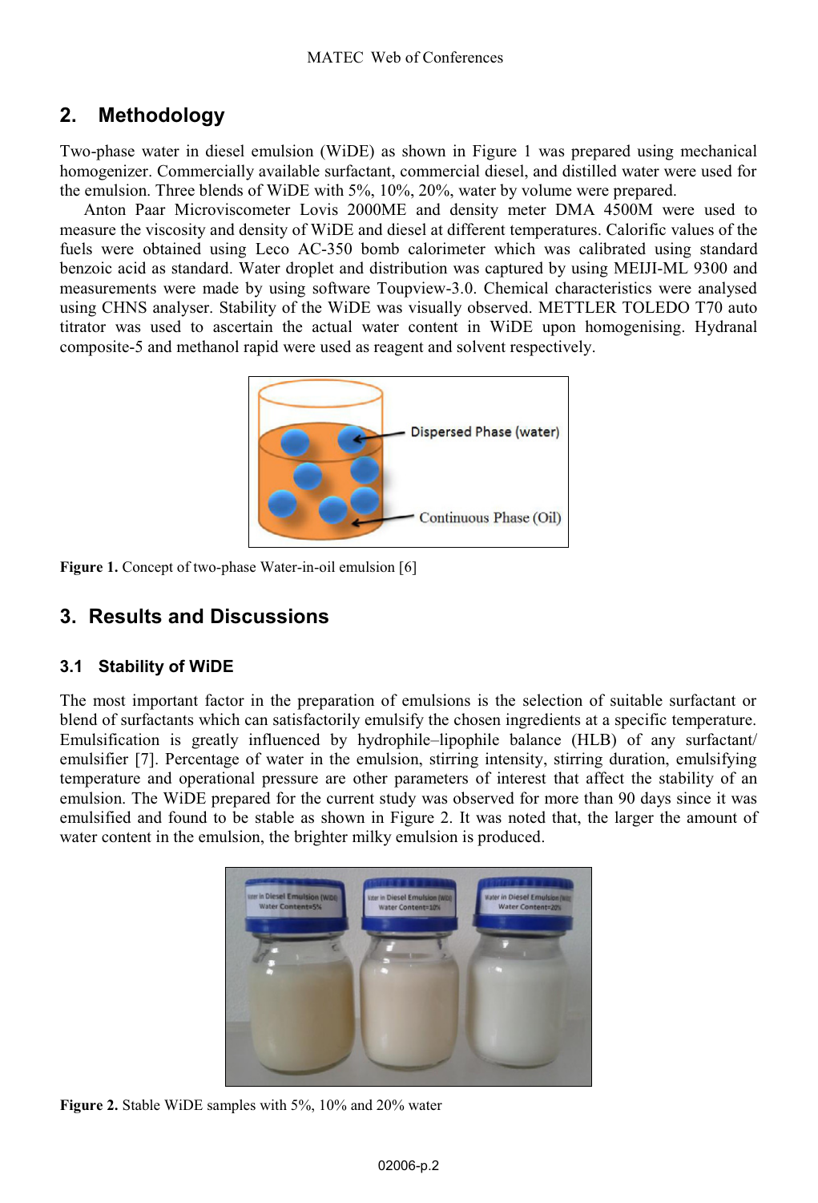## 2. Methodology

Two-phase water in diesel emulsion (WiDE) as shown in Figure 1 was prepared using mechanical homogenizer. Commercially available surfactant, commercial diesel, and distilled water were used for the emulsion. Three blends of WiDE with 5%, 10%, 20%, water by volume were prepared.

Anton Paar Microviscometer Lovis 2000ME and density meter DMA 4500M were used to measure the viscosity and density of WiDE and diesel at different temperatures. Calorific values of the fuels were obtained using Leco AC-350 bomb calorimeter which was calibrated using standard benzoic acid as standard. Water droplet and distribution was captured by using MEIJI-ML 9300 and measurements were made by using software Toupview-3.0. Chemical characteristics were analysed using CHNS analyser. Stability of the WiDE was visually observed. METTLER TOLEDO T70 auto titrator was used to ascertain the actual water content in WiDE upon homogenising. Hydranal composite-5 and methanol rapid were used as reagent and solvent respectively.

**Figure 1.** Concept of two-phase Water-in-oil emulsion [6]

## 3. Results and Discussions

### 3.1 Stability of WiDE

The most important factor in the preparation of emulsions is the selection of suitable surfactant or blend of surfactants which can satisfactorily emulsify the chosen ingredients at a specific temperature. Emulsification is greatly influenced by hydrophile–lipophile balance (HLB) of any surfactant/ emulsifier [7]. Percentage of water in the emulsion, stirring intensity, stirring duration, emulsifying temperature and operational pressure are other parameters of interest that affect the stability of an emulsion. The WiDE prepared for the current study was observed for more than 90 days since it was emulsified and found to be stable as shown in Figure 2. It was noted that, the larger the amount of water content in the emulsion, the brighter milky emulsion is produced.

**Figure 2.** Stable WiDE samples with 5%, 10% and 20% water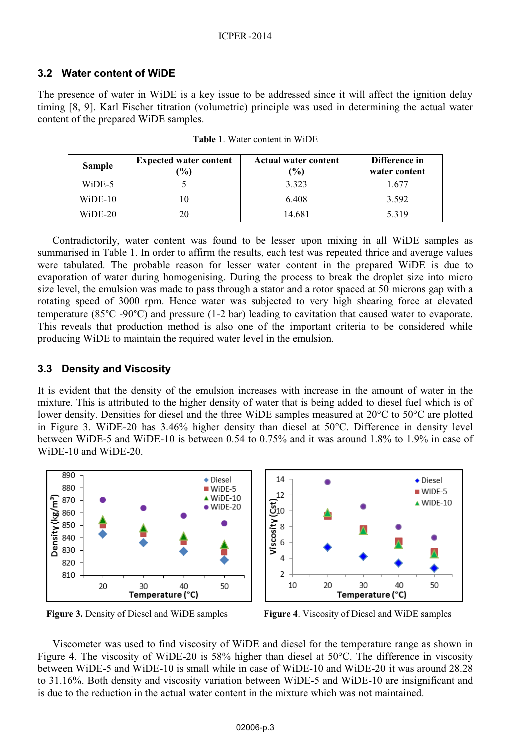### 3.2 Water content of WiDE

The presence of water in WiDE is a key issue to be addressed since it will affect the ignition delay timing [8, 9]. Karl Fischer titration (volumetric) principle was used in determining the actual water content of the prepared WiDE samples.

**Table 1**. Water content in WiDE

| Sample | Expected water content (%) | Actual water content (%) | Difference in water content |
|---|---|---|---|
| WiDE-5 | 5 | 3.323 | 1.677 |
| WiDE-10 | 10 | 6.408 | 3.592 |
| WiDE-20 | 20 | 14.681 | 5.319 |

Contradictorily, water content was found to be lesser upon mixing in all WiDE samples as summarised in Table 1. In order to affirm the results, each test was repeated thrice and average values were tabulated. The probable reason for lesser water content in the prepared WiDE is due to evaporation of water during homogenising. During the process to break the droplet size into micro size level, the emulsion was made to pass through a stator and a rotor spaced at 50 microns gap with a rotating speed of 3000 rpm. Hence water was subjected to very high shearing force at elevated temperature (85°C -90°C) and pressure (1-2 bar) leading to cavitation that caused water to evaporate. This reveals that production method is also one of the important criteria to be considered while producing WiDE to maintain the required water level in the emulsion.

### 3.3 Density and Viscosity

It is evident that the density of the emulsion increases with increase in the amount of water in the mixture. This is attributed to the higher density of water that is being added to diesel fuel which is of lower density. Densities for diesel and the three WiDE samples measured at 20°C to 50°C are plotted in Figure 3. WiDE-20 has 3.46% higher density than diesel at 50°C. Difference in density level between WiDE-5 and WiDE-10 is between 0.54 to 0.75% and it was around 1.8% to 1.9% in case of WiDE-10 and WiDE-20.

**Figure 3.** Density of Diesel and WiDE samples

**Figure 4**. Viscosity of Diesel and WiDE samples

Viscometer was used to find viscosity of WiDE and diesel for the temperature range as shown in Figure 4. The viscosity of WiDE-20 is 58% higher than diesel at 50°C. The difference in viscosity between WiDE-5 and WiDE-10 is small while in case of WiDE-10 and WiDE-20 it was around 28.28 to 31.16%. Both density and viscosity variation between WiDE-5 and WiDE-10 are insignificant and is due to the reduction in the actual water content in the mixture which was not maintained.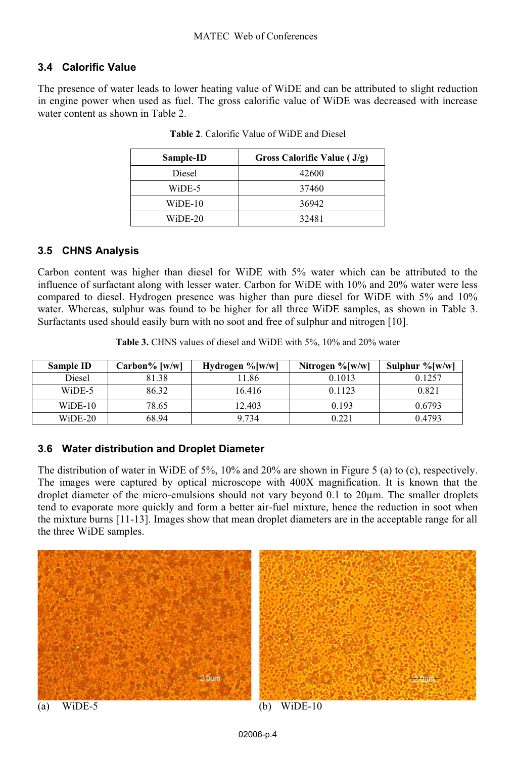### 3.4 Calorific Value

The presence of water leads to lower heating value of WiDE and can be attributed to slight reduction in engine power when used as fuel. The gross calorific value of WiDE was decreased with increase water content as shown in Table 2.

**Table 2**. Calorific Value of WiDE and Diesel

| Sample-ID | Gross Calorific Value ( J/g) |
|---|---|
| Diesel | 42600 |
| WiDE-5 | 37460 |
| WiDE-10 | 36942 |
| WiDE-20 | 32481 |

### 3.5 CHNS Analysis

Carbon content was higher than diesel for WiDE with 5% water which can be attributed to the influence of surfactant along with lesser water. Carbon for WiDE with 10% and 20% water were less compared to diesel. Hydrogen presence was higher than pure diesel for WiDE with 5% and 10% water. Whereas, sulphur was found to be higher for all three WiDE samples, as shown in Table 3. Surfactants used should easily burn with no soot and free of sulphur and nitrogen [10].

**Table 3.** CHNS values of diesel and WiDE with 5%, 10% and 20% water

| Sample ID | Carbon% [w/w] | Hydrogen %[w/w] | Nitrogen %[w/w] | Sulphur %[w/w] |
|---|---|---|---|---|
| Diesel | 81.38 | 11.86 | 0.1013 | 0.1257 |
| WiDE-5 | 86.32 | 16.416 | 0.1123 | 0.821 |
| WiDE-10 | 78.65 | 12.403 | 0.193 | 0.6793 |
| WiDE-20 | 68.94 | 9.734 | 0.221 | 0.4793 |

### 3.6 Water distribution and Droplet Diameter

The distribution of water in WiDE of 5%, 10% and 20% are shown in Figure 5 (a) to (c), respectively. The images were captured by optical microscope with 400X magnification. It is known that the droplet diameter of the micro-emulsions should not vary beyond 0.1 to 20µm. The smaller droplets tend to evaporate more quickly and form a better air-fuel mixture, hence the reduction in soot when the mixture burns [11-13]. Images show that mean droplet diameters are in the acceptable range for all the three WiDE samples.

(a) WiDE-5

(b) WiDE-10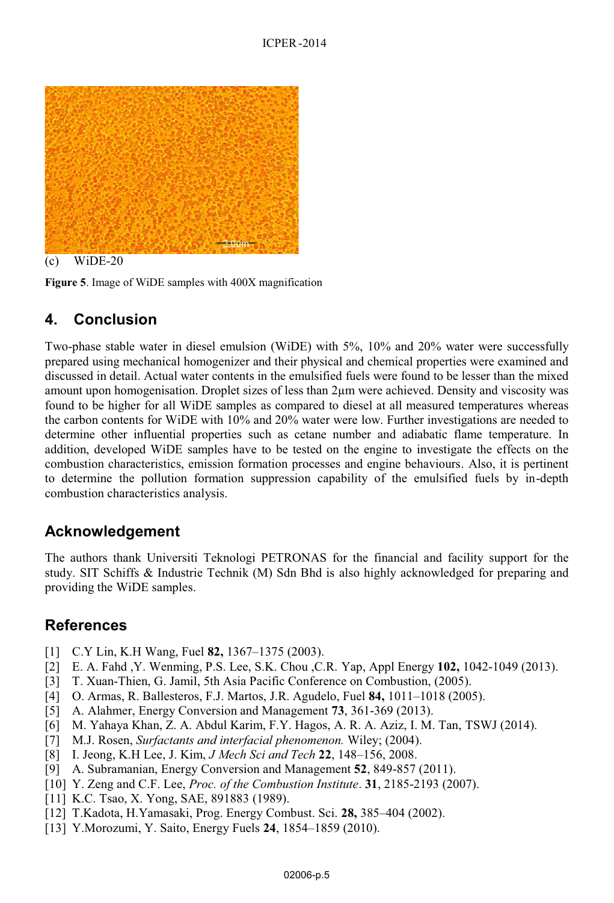(c) WiDE-20

**Figure 5**. Image of WiDE samples with 400X magnification

## 4. Conclusion

Two-phase stable water in diesel emulsion (WiDE) with 5%, 10% and 20% water were successfully prepared using mechanical homogenizer and their physical and chemical properties were examined and discussed in detail. Actual water contents in the emulsified fuels were found to be lesser than the mixed amount upon homogenisation. Droplet sizes of less than 2µm were achieved. Density and viscosity was found to be higher for all WiDE samples as compared to diesel at all measured temperatures whereas the carbon contents for WiDE with 10% and 20% water were low. Further investigations are needed to determine other influential properties such as cetane number and adiabatic flame temperature. In addition, developed WiDE samples have to be tested on the engine to investigate the effects on the combustion characteristics, emission formation processes and engine behaviours. Also, it is pertinent to determine the pollution formation suppression capability of the emulsified fuels by in-depth combustion characteristics analysis.

## Acknowledgement

The authors thank Universiti Teknologi PETRONAS for the financial and facility support for the study. SIT Schiffs & Industrie Technik (M) Sdn Bhd is also highly acknowledged for preparing and providing the WiDE samples.

## References

[1] C.Y Lin, K.H Wang, Fuel **82,** 1367–1375 (2003).
[2] E. A. Fahd ,Y. Wenming, P.S. Lee, S.K. Chou ,C.R. Yap, Appl Energy **102,** 1042-1049 (2013).
[3] T. Xuan-Thien, G. Jamil, 5th Asia Pacific Conference on Combustion, (2005).
[4] O. Armas, R. Ballesteros, F.J. Martos, J.R. Agudelo, Fuel **84,** 1011–1018 (2005).
[5] A. Alahmer, Energy Conversion and Management **73**, 361-369 (2013).
[6] M. Yahaya Khan, Z. A. Abdul Karim, F.Y. Hagos, A. R. A. Aziz, I. M. Tan, TSWJ (2014).
[7] M.J. Rosen, *Surfactants and interfacial phenomenon.* Wiley; (2004).
[8] I. Jeong, K.H Lee, J. Kim, *J Mech Sci and Tech* **22**, 148–156, 2008.
[9] A. Subramanian, Energy Conversion and Management **52**, 849-857 (2011).
[10] Y. Zeng and C.F. Lee, *Proc. of the Combustion Institute*. **31**, 2185-2193 (2007).
[11] K.C. Tsao, X. Yong, SAE, 891883 (1989).
[12] T.Kadota, H.Yamasaki, Prog. Energy Combust. Sci. **28,** 385–404 (2002).
[13] Y.Morozumi, Y. Saito, Energy Fuels **24**, 1854–1859 (2010).